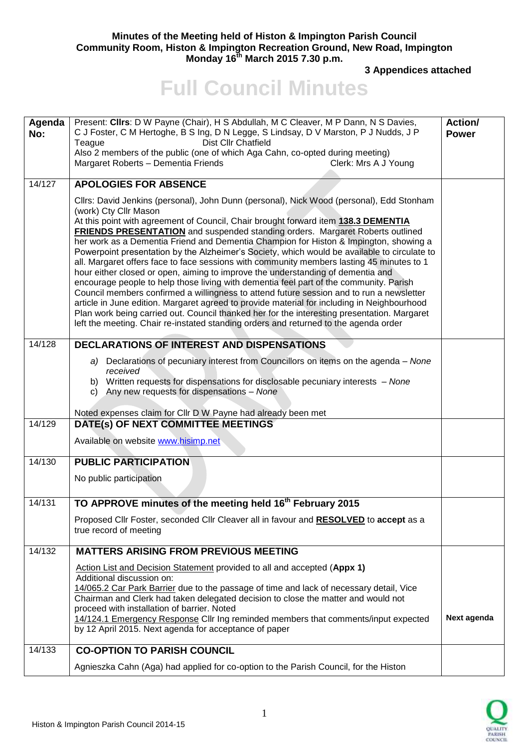**Minutes of the Meeting held of Histon & Impington Parish Council**
**Community Room, Histon & Impington Recreation Ground, New Road, Impington**
**Monday 16th March 2015 7.30 p.m.**

**3 Appendices attached**

# Full Council Minutes

| Agenda No: | Present: **Cllrs**: D W Payne (Chair), H S Abdullah, M C Cleaver, M P Dann, N S Davies, C J Foster, C M Hertoghe, B S Ing, D N Legge, S Lindsay, D V Marston, P J Nudds, J P Teague Dist Cllr Chatfield<br>Also 2 members of the public (one of which Aga Cahn, co-opted during meeting)<br>Margaret Roberts – Dementia Friends Clerk: Mrs A J Young | Action/ Power |
|---|---|---|
| 14/127 | **APOLOGIES FOR ABSENCE**<br>Cllrs: David Jenkins (personal), John Dunn (personal), Nick Wood (personal), Edd Stonham (work) Cty Cllr Mason<br>At this point with agreement of Council, Chair brought forward item **138.3 DEMENTIA FRIENDS PRESENTATION** and suspended standing orders. Margaret Roberts outlined her work as a Dementia Friend and Dementia Champion for Histon & Impington, showing a Powerpoint presentation by the Alzheimer's Society, which would be available to circulate to all. Margaret offers face to face sessions with community members lasting 45 minutes to 1 hour either closed or open, aiming to improve the understanding of dementia and encourage people to help those living with dementia feel part of the community. Parish Council members confirmed a willingness to attend future session and to run a newsletter article in June edition. Margaret agreed to provide material for including in Neighbourhood Plan work being carried out. Council thanked her for the interesting presentation. Margaret left the meeting. Chair re-instated standing orders and returned to the agenda order | |
| 14/128 | **DECLARATIONS OF INTEREST AND DISPENSATIONS**<br>a) Declarations of pecuniary interest from Councillors on items on the agenda – *None received*<br>b) Written requests for dispensations for disclosable pecuniary interests – *None*<br>c) Any new requests for dispensations – *None*<br>Noted expenses claim for Cllr D W Payne had already been met | |
| 14/129 | **DATE(s) OF NEXT COMMITTEE MEETINGS**<br>Available on website www.hisimp.net | |
| 14/130 | **PUBLIC PARTICIPATION**<br>No public participation | |
| 14/131 | **TO APPROVE minutes of the meeting held 16th February 2015**<br>Proposed Cllr Foster, seconded Cllr Cleaver all in favour and **RESOLVED** to **accept** as a true record of meeting | |
| 14/132 | **MATTERS ARISING FROM PREVIOUS MEETING**<br>Action List and Decision Statement provided to all and accepted (**Appx 1)**<br>Additional discussion on:<br>14/065.2 Car Park Barrier due to the passage of time and lack of necessary detail, Vice Chairman and Clerk had taken delegated decision to close the matter and would not proceed with installation of barrier. Noted<br>14/124.1 Emergency Response Cllr Ing reminded members that comments/input expected by 12 April 2015. Next agenda for acceptance of paper | **Next agenda** |
| 14/133 | **CO-OPTION TO PARISH COUNCIL**<br>Agnieszka Cahn (Aga) had applied for co-option to the Parish Council, for the Histon | |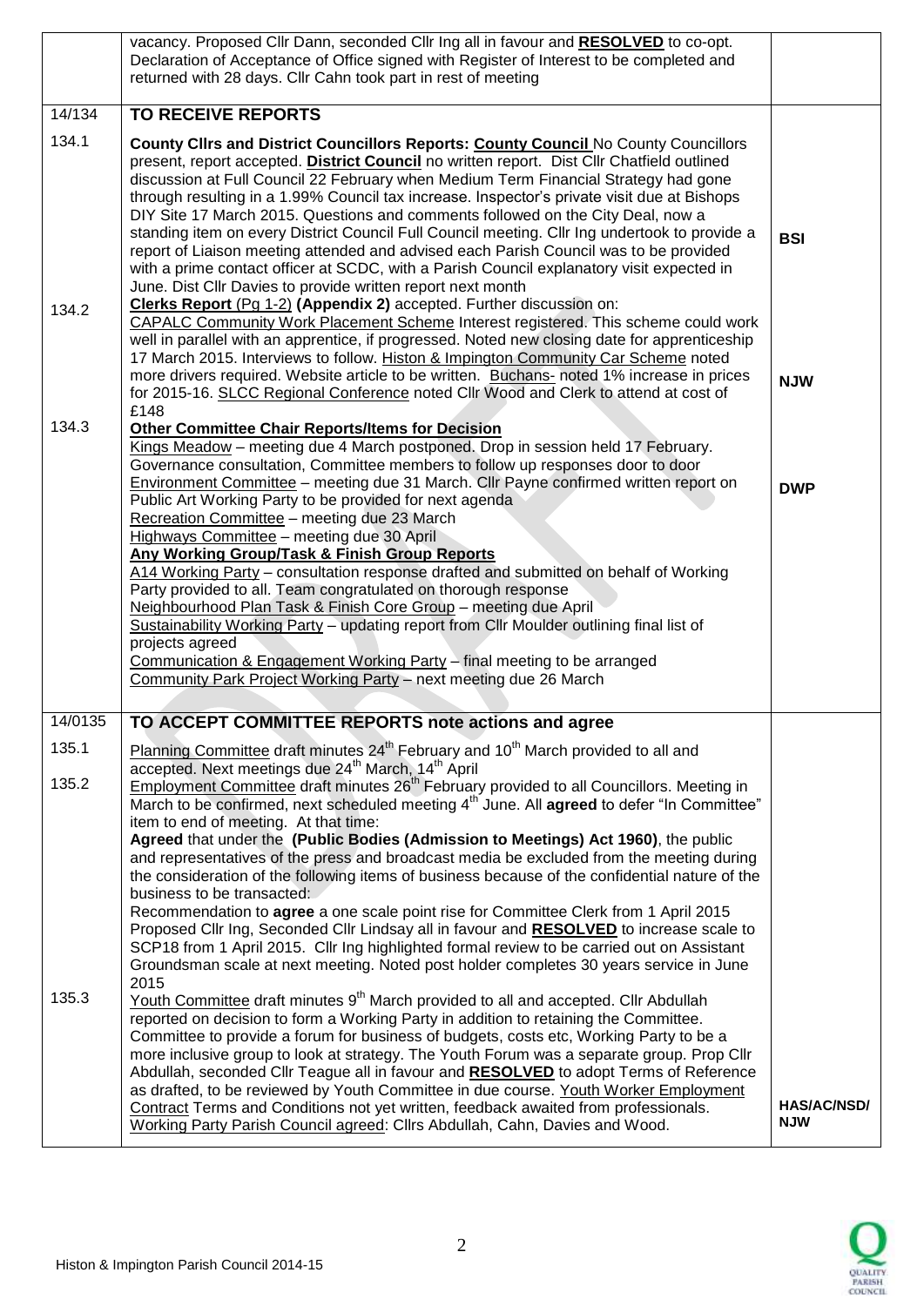| | | |
|---|---|---|
| | vacancy. Proposed Cllr Dann, seconded Cllr Ing all in favour and **RESOLVED** to co-opt. Declaration of Acceptance of Office signed with Register of Interest to be completed and returned with 28 days. Cllr Cahn took part in rest of meeting | |
| 14/134 | **TO RECEIVE REPORTS** | |
| 134.1 | **County Cllrs and District Councillors Reports: County Council** No County Councillors present, report accepted. **District Council** no written report. Dist Cllr Chatfield outlined discussion at Full Council 22 February when Medium Term Financial Strategy had gone through resulting in a 1.99% Council tax increase. Inspector's private visit due at Bishops DIY Site 17 March 2015. Questions and comments followed on the City Deal, now a standing item on every District Council Full Council meeting. Cllr Ing undertook to provide a report of Liaison meeting attended and advised each Parish Council was to be provided with a prime contact officer at SCDC, with a Parish Council explanatory visit expected in June. Dist Cllr Davies to provide written report next month | **BSI** |
| 134.2 | **Clerks Report** (Pg 1-2) **(Appendix 2)** accepted. Further discussion on: CAPALC Community Work Placement Scheme Interest registered. This scheme could work well in parallel with an apprentice, if progressed. Noted new closing date for apprenticeship 17 March 2015. Interviews to follow. Histon & Impington Community Car Scheme noted more drivers required. Website article to be written. Buchans- noted 1% increase in prices for 2015-16. SLCC Regional Conference noted Cllr Wood and Clerk to attend at cost of £148 | **NJW** |
| 134.3 | **Other Committee Chair Reports/Items for Decision**<br>Kings Meadow – meeting due 4 March postponed. Drop in session held 17 February. Governance consultation, Committee members to follow up responses door to door<br>Environment Committee – meeting due 31 March. Cllr Payne confirmed written report on Public Art Working Party to be provided for next agenda<br>Recreation Committee – meeting due 23 March<br>Highways Committee – meeting due 30 April<br>**Any Working Group/Task & Finish Group Reports**<br>A14 Working Party – consultation response drafted and submitted on behalf of Working Party provided to all. Team congratulated on thorough response<br>Neighbourhood Plan Task & Finish Core Group – meeting due April<br>Sustainability Working Party – updating report from Cllr Moulder outlining final list of projects agreed<br>Communication & Engagement Working Party – final meeting to be arranged<br>Community Park Project Working Party – next meeting due 26 March | **DWP** |
| 14/0135 | **TO ACCEPT COMMITTEE REPORTS note actions and agree** | |
| 135.1 | Planning Committee draft minutes 24th February and 10th March provided to all and accepted. Next meetings due 24th March, 14th April | |
| 135.2 | Employment Committee draft minutes 26th February provided to all Councillors. Meeting in March to be confirmed, next scheduled meeting 4th June. All **agreed** to defer "In Committee" item to end of meeting. At that time:<br>**Agreed** that under the **(Public Bodies (Admission to Meetings) Act 1960)**, the public and representatives of the press and broadcast media be excluded from the meeting during the consideration of the following items of business because of the confidential nature of the business to be transacted:<br>Recommendation to **agree** a one scale point rise for Committee Clerk from 1 April 2015 Proposed Cllr Ing, Seconded Cllr Lindsay all in favour and **RESOLVED** to increase scale to SCP18 from 1 April 2015. Cllr Ing highlighted formal review to be carried out on Assistant Groundsman scale at next meeting. Noted post holder completes 30 years service in June 2015 | |
| 135.3 | Youth Committee draft minutes 9th March provided to all and accepted. Cllr Abdullah reported on decision to form a Working Party in addition to retaining the Committee. Committee to provide a forum for business of budgets, costs etc, Working Party to be a more inclusive group to look at strategy. The Youth Forum was a separate group. Prop Cllr Abdullah, seconded Cllr Teague all in favour and **RESOLVED** to adopt Terms of Reference as drafted, to be reviewed by Youth Committee in due course. Youth Worker Employment Contract Terms and Conditions not yet written, feedback awaited from professionals. Working Party Parish Council agreed: Cllrs Abdullah, Cahn, Davies and Wood. | **HAS/AC/NSD/ NJW** |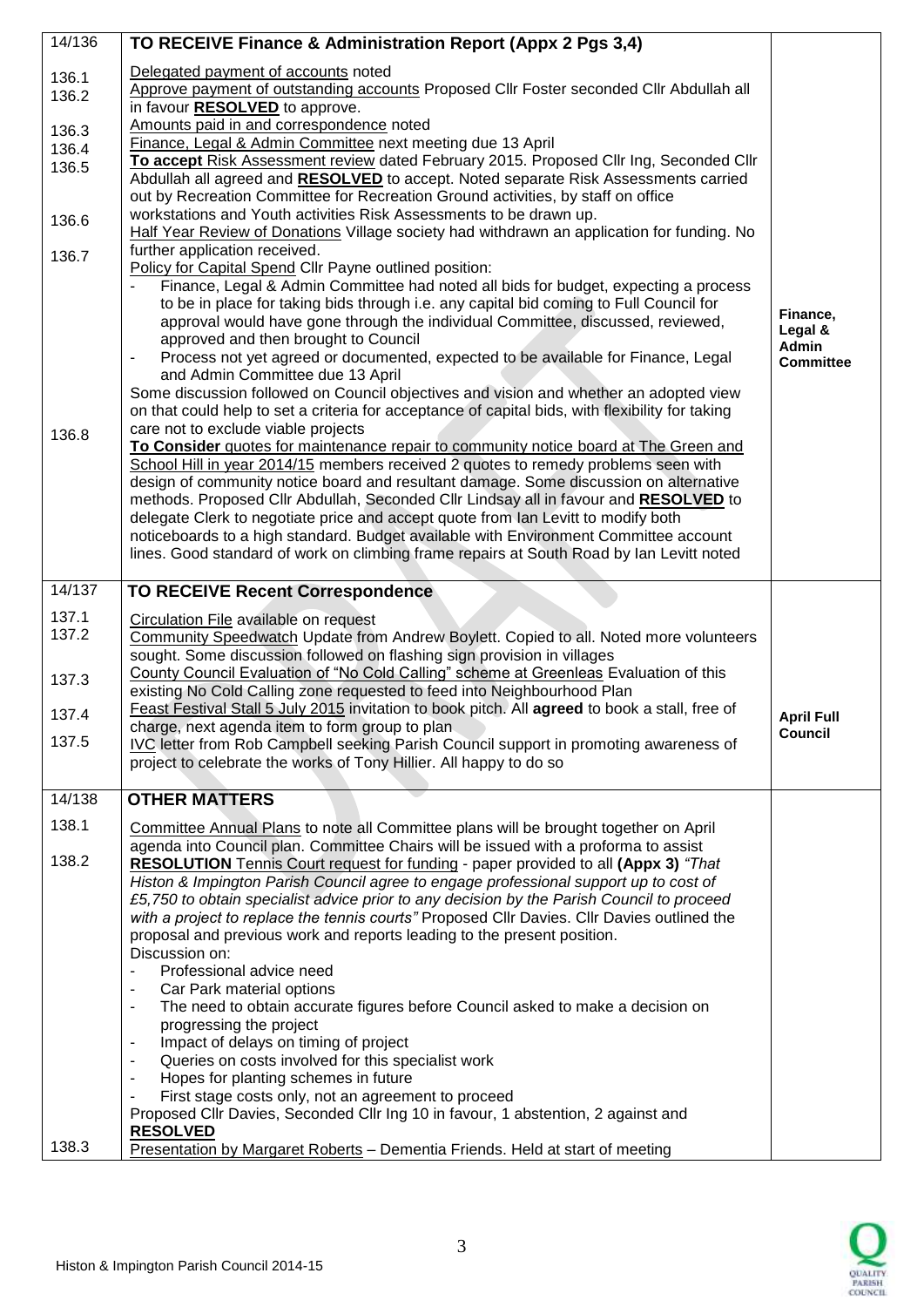| | | |
|---|---|---|
| 14/136 | **TO RECEIVE Finance & Administration Report (Appx 2 Pgs 3,4)** | |
| 136.1<br>136.2<br><br>136.3<br>136.4<br>136.5<br><br><br>136.6<br><br>136.7<br><br><br><br><br><br><br><br><br><br><br>136.8 | Delegated payment of accounts noted<br>Approve payment of outstanding accounts Proposed Cllr Foster seconded Cllr Abdullah all in favour **RESOLVED** to approve.<br>Amounts paid in and correspondence noted<br>Finance, Legal & Admin Committee next meeting due 13 April<br>**To accept** Risk Assessment review dated February 2015. Proposed Cllr Ing, Seconded Cllr Abdullah all agreed and **RESOLVED** to accept. Noted separate Risk Assessments carried out by Recreation Committee for Recreation Ground activities, by staff on office workstations and Youth activities Risk Assessments to be drawn up.<br>Half Year Review of Donations Village society had withdrawn an application for funding. No further application received.<br>Policy for Capital Spend Cllr Payne outlined position:<br>- Finance, Legal & Admin Committee had noted all bids for budget, expecting a process to be in place for taking bids through i.e. any capital bid coming to Full Council for approval would have gone through the individual Committee, discussed, reviewed, approved and then brought to Council<br>- Process not yet agreed or documented, expected to be available for Finance, Legal and Admin Committee due 13 April<br>Some discussion followed on Council objectives and vision and whether an adopted view on that could help to set a criteria for acceptance of capital bids, with flexibility for taking care not to exclude viable projects<br>**To Consider** quotes for maintenance repair to community notice board at The Green and School Hill in year 2014/15 members received 2 quotes to remedy problems seen with design of community notice board and resultant damage. Some discussion on alternative methods. Proposed Cllr Abdullah, Seconded Cllr Lindsay all in favour and **RESOLVED** to delegate Clerk to negotiate price and accept quote from Ian Levitt to modify both noticeboards to a high standard. Budget available with Environment Committee account lines. Good standard of work on climbing frame repairs at South Road by Ian Levitt noted | **Finance, Legal & Admin Committee** |
| 14/137 | **TO RECEIVE Recent Correspondence** | |
| 137.1<br>137.2<br><br><br>137.3<br><br>137.4<br><br>137.5 | Circulation File available on request<br>Community Speedwatch Update from Andrew Boylett. Copied to all. Noted more volunteers sought. Some discussion followed on flashing sign provision in villages<br>County Council Evaluation of "No Cold Calling" scheme at Greenleas Evaluation of this existing No Cold Calling zone requested to feed into Neighbourhood Plan<br>Feast Festival Stall 5 July 2015 invitation to book pitch. All **agreed** to book a stall, free of charge, next agenda item to form group to plan<br>IVC letter from Rob Campbell seeking Parish Council support in promoting awareness of project to celebrate the works of Tony Hillier. All happy to do so | **April Full Council** |
| 14/138 | **OTHER MATTERS** | |
| 138.1<br><br>138.2<br><br><br><br><br><br><br><br><br><br><br><br><br><br><br><br><br>138.3 | Committee Annual Plans to note all Committee plans will be brought together on April agenda into Council plan. Committee Chairs will be issued with a proforma to assist<br>**RESOLUTION** Tennis Court request for funding - paper provided to all **(Appx 3)** *"That Histon & Impington Parish Council agree to engage professional support up to cost of £5,750 to obtain specialist advice prior to any decision by the Parish Council to proceed with a project to replace the tennis courts"* Proposed Cllr Davies. Cllr Davies outlined the proposal and previous work and reports leading to the present position.<br>Discussion on:<br>- Professional advice need<br>- Car Park material options<br>- The need to obtain accurate figures before Council asked to make a decision on progressing the project<br>- Impact of delays on timing of project<br>- Queries on costs involved for this specialist work<br>- Hopes for planting schemes in future<br>- First stage costs only, not an agreement to proceed<br>Proposed Cllr Davies, Seconded Cllr Ing 10 in favour, 1 abstention, 2 against and **RESOLVED**<br>Presentation by Margaret Roberts – Dementia Friends. Held at start of meeting | |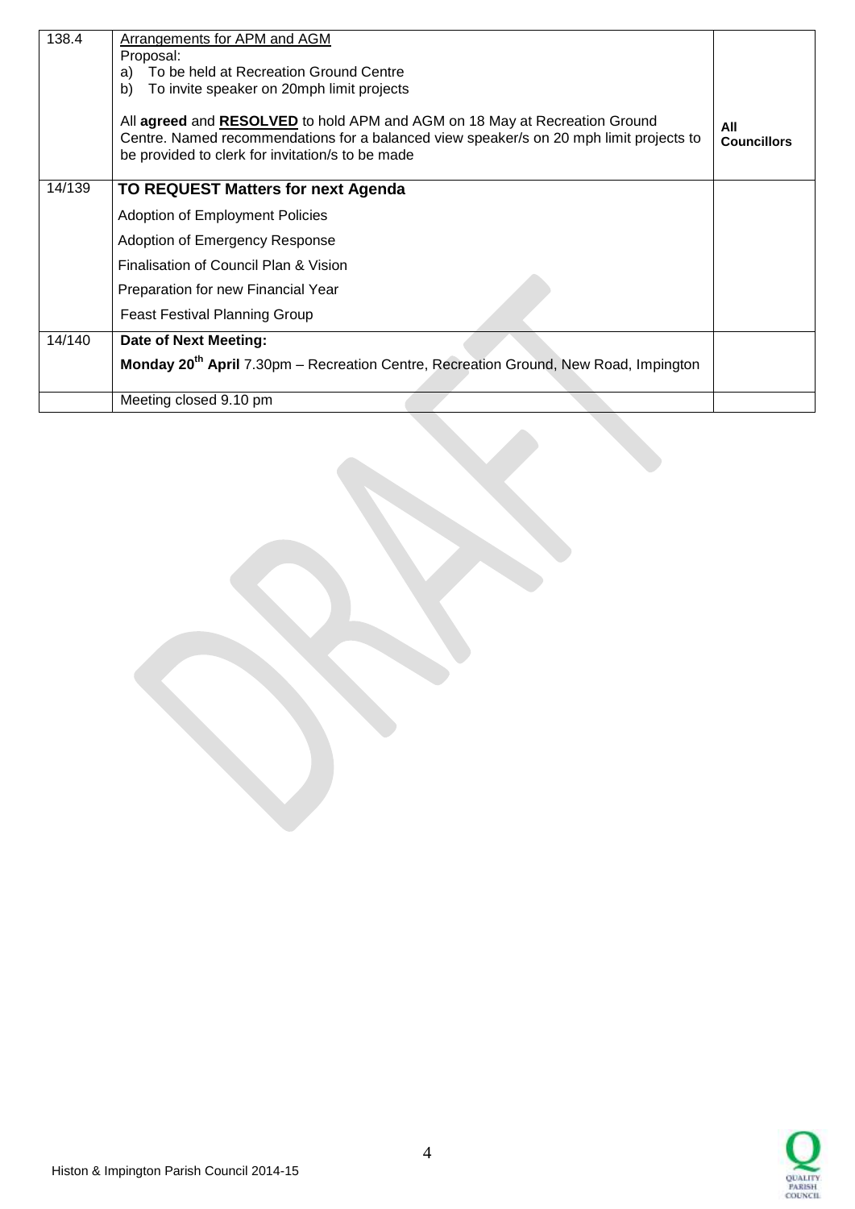| | | |
|---|---|---|
| 138.4 | Arrangements for APM and AGM<br>Proposal:<br>a) To be held at Recreation Ground Centre<br>b) To invite speaker on 20mph limit projects<br><br>All **agreed** and **RESOLVED** to hold APM and AGM on 18 May at Recreation Ground Centre. Named recommendations for a balanced view speaker/s on 20 mph limit projects to be provided to clerk for invitation/s to be made | **All Councillors** |
| 14/139 | **TO REQUEST Matters for next Agenda**<br>Adoption of Employment Policies<br>Adoption of Emergency Response<br>Finalisation of Council Plan & Vision<br>Preparation for new Financial Year<br>Feast Festival Planning Group | |
| 14/140 | **Date of Next Meeting:**<br>**Monday 20th April** 7.30pm – Recreation Centre, Recreation Ground, New Road, Impington | |
| | Meeting closed 9.10 pm | |

DRAFT

Histon & Impington Parish Council 2014-15